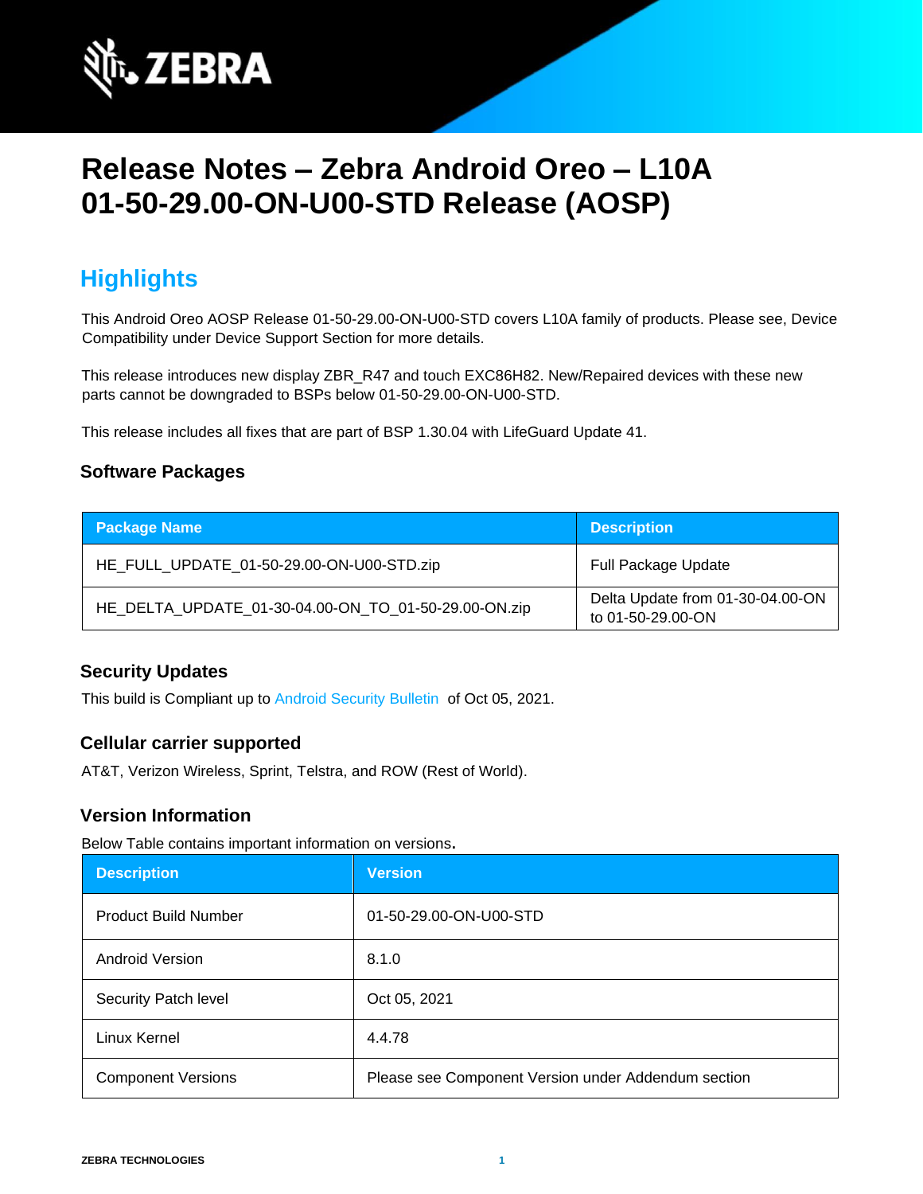# Release Notes – Zebra Android Oreo – L10A 01-50-29.00-ON-U00-STD Release (AOSP)

## Highlights

This Android Oreo AOSP Release 01-50-29.00-ON-U00-STD covers L10A family of products. Please see, Device Compatibility under Device Support Section for more details.

This release introduces new display ZBR_R47 and touch EXC86H82. New/Repaired devices with these new parts cannot be downgraded to BSPs below 01-50-29.00-ON-U00-STD.

This release includes all fixes that are part of BSP 1.30.04 with LifeGuard Update 41.

### Software Packages

| Package Name | Description |
| --- | --- |
| HE_FULL_UPDATE_01-50-29.00-ON-U00-STD.zip | Full Package Update |
| HE_DELTA_UPDATE_01-30-04.00-ON_TO_01-50-29.00-ON.zip | Delta Update from 01-30-04.00-ON to 01-50-29.00-ON |

### Security Updates

This build is Compliant up to Android Security Bulletin of Oct 05, 2021.

### Cellular carrier supported

AT&T, Verizon Wireless, Sprint, Telstra, and ROW (Rest of World).

### Version Information

Below Table contains important information on versions**.**

| Description | Version |
| --- | --- |
| Product Build Number | 01-50-29.00-ON-U00-STD |
| Android Version | 8.1.0 |
| Security Patch level | Oct 05, 2021 |
| Linux Kernel | 4.4.78 |
| Component Versions | Please see Component Version under Addendum section |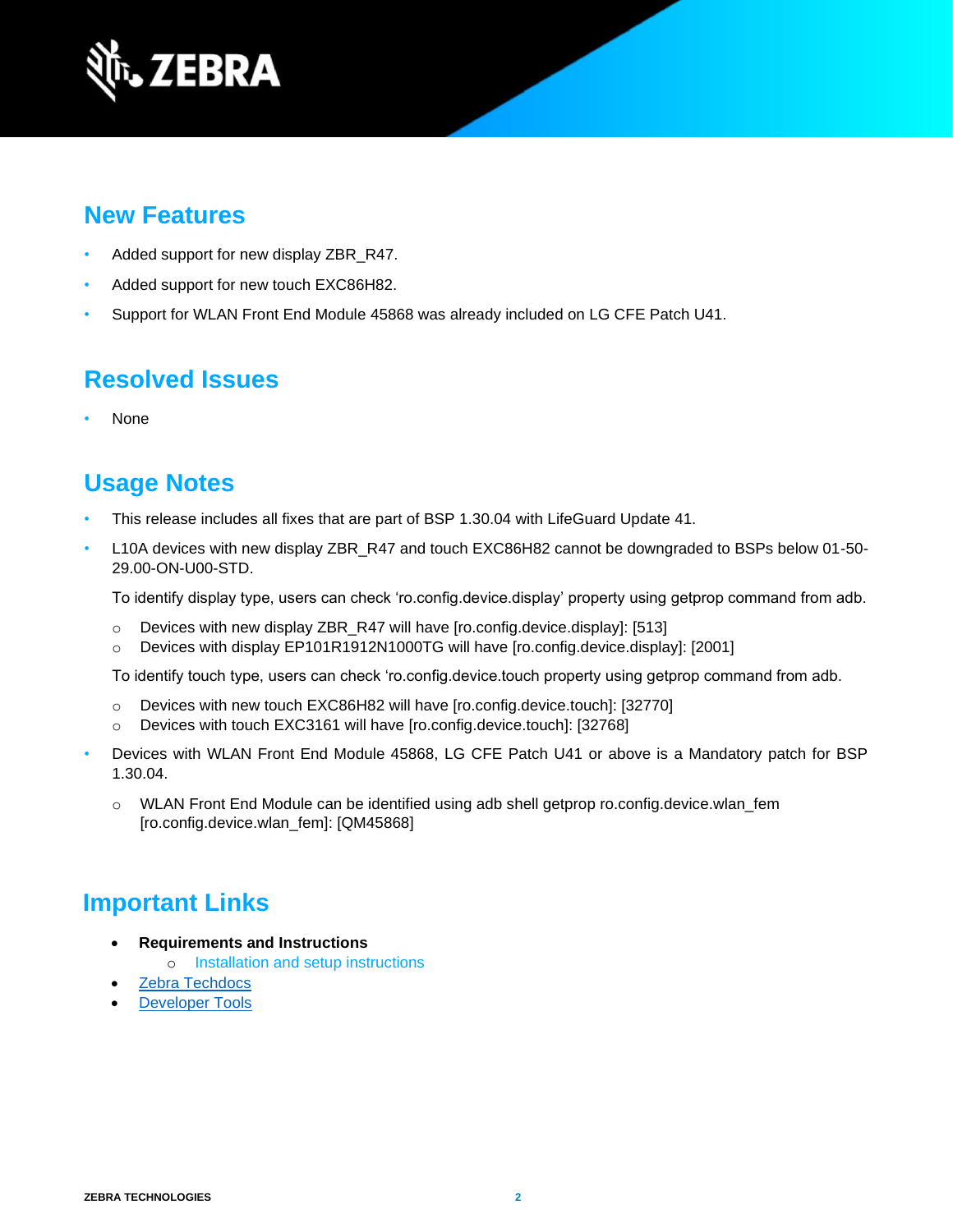## New Features

- Added support for new display ZBR_R47.
- Added support for new touch EXC86H82.
- Support for WLAN Front End Module 45868 was already included on LG CFE Patch U41.

## Resolved Issues

- None

## Usage Notes

- This release includes all fixes that are part of BSP 1.30.04 with LifeGuard Update 41.
- L10A devices with new display ZBR_R47 and touch EXC86H82 cannot be downgraded to BSPs below 01-50-29.00-ON-U00-STD.

  To identify display type, users can check 'ro.config.device.display' property using getprop command from adb.

  - Devices with new display ZBR_R47 will have [ro.config.device.display]: [513]
  - Devices with display EP101R1912N1000TG will have [ro.config.device.display]: [2001]

  To identify touch type, users can check 'ro.config.device.touch property using getprop command from adb.

  - Devices with new touch EXC86H82 will have [ro.config.device.touch]: [32770]
  - Devices with touch EXC3161 will have [ro.config.device.touch]: [32768]
- Devices with WLAN Front End Module 45868, LG CFE Patch U41 or above is a Mandatory patch for BSP 1.30.04.
  - WLAN Front End Module can be identified using adb shell getprop ro.config.device.wlan_fem [ro.config.device.wlan_fem]: [QM45868]

## Important Links

- **Requirements and Instructions**
  - Installation and setup instructions
- Zebra Techdocs
- Developer Tools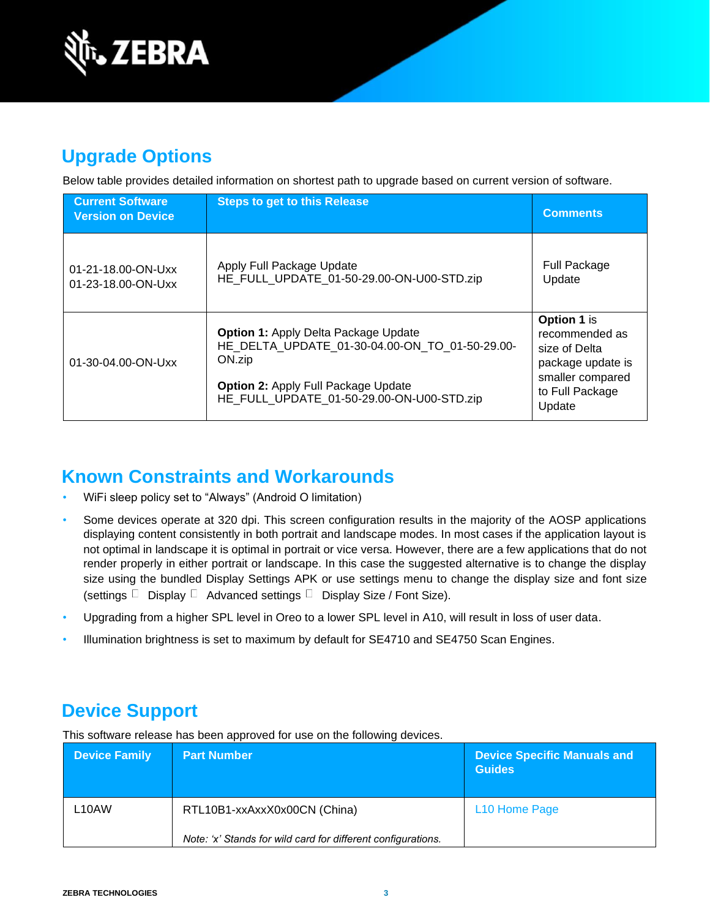## Upgrade Options

Below table provides detailed information on shortest path to upgrade based on current version of software.

| Current Software Version on Device | Steps to get to this Release | Comments |
|---|---|---|
| 01-21-18.00-ON-Uxx<br>01-23-18.00-ON-Uxx | Apply Full Package Update<br>HE_FULL_UPDATE_01-50-29.00-ON-U00-STD.zip | Full Package Update |
| 01-30-04.00-ON-Uxx | **Option 1:** Apply Delta Package Update<br>HE_DELTA_UPDATE_01-30-04.00-ON_TO_01-50-29.00-ON.zip<br><br>**Option 2:** Apply Full Package Update<br>HE_FULL_UPDATE_01-50-29.00-ON-U00-STD.zip | **Option 1** is recommended as size of Delta package update is smaller compared to Full Package Update |

## Known Constraints and Workarounds

- WiFi sleep policy set to "Always" (Android O limitation)
- Some devices operate at 320 dpi. This screen configuration results in the majority of the AOSP applications displaying content consistently in both portrait and landscape modes. In most cases if the application layout is not optimal in landscape it is optimal in portrait or vice versa. However, there are a few applications that do not render properly in either portrait or landscape. In this case the suggested alternative is to change the display size using the bundled Display Settings APK or use settings menu to change the display size and font size (settings  Display  Advanced settings  Display Size / Font Size).
- Upgrading from a higher SPL level in Oreo to a lower SPL level in A10, will result in loss of user data.
- Illumination brightness is set to maximum by default for SE4710 and SE4750 Scan Engines.

## Device Support

This software release has been approved for use on the following devices.

| Device Family | Part Number | Device Specific Manuals and Guides |
|---|---|---|
| L10AW | RTL10B1-xxAxxX0x00CN (China)<br><br>*Note: 'x' Stands for wild card for different configurations.* | L10 Home Page |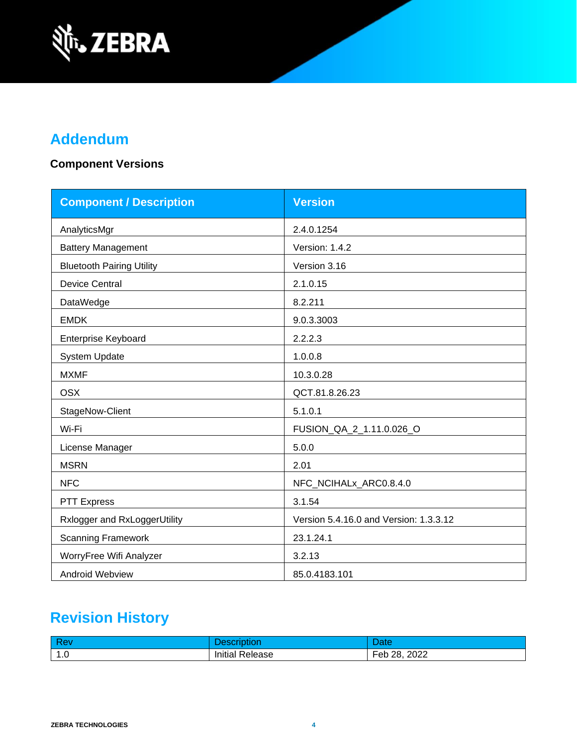# Addendum

### Component Versions

| Component / Description | Version |
|---|---|
| AnalyticsMgr | 2.4.0.1254 |
| Battery Management | Version: 1.4.2 |
| Bluetooth Pairing Utility | Version 3.16 |
| Device Central | 2.1.0.15 |
| DataWedge | 8.2.211 |
| EMDK | 9.0.3.3003 |
| Enterprise Keyboard | 2.2.2.3 |
| System Update | 1.0.0.8 |
| MXMF | 10.3.0.28 |
| OSX | QCT.81.8.26.23 |
| StageNow-Client | 5.1.0.1 |
| Wi-Fi | FUSION_QA_2_1.11.0.026_O |
| License Manager | 5.0.0 |
| MSRN | 2.01 |
| NFC | NFC_NCIHALx_ARC0.8.4.0 |
| PTT Express | 3.1.54 |
| Rxlogger and RxLoggerUtility | Version 5.4.16.0 and Version: 1.3.3.12 |
| Scanning Framework | 23.1.24.1 |
| WorryFree Wifi Analyzer | 3.2.13 |
| Android Webview | 85.0.4183.101 |

# Revision History

| Rev | Description | Date |
|---|---|---|
| 1.0 | Initial Release | Feb 28, 2022 |